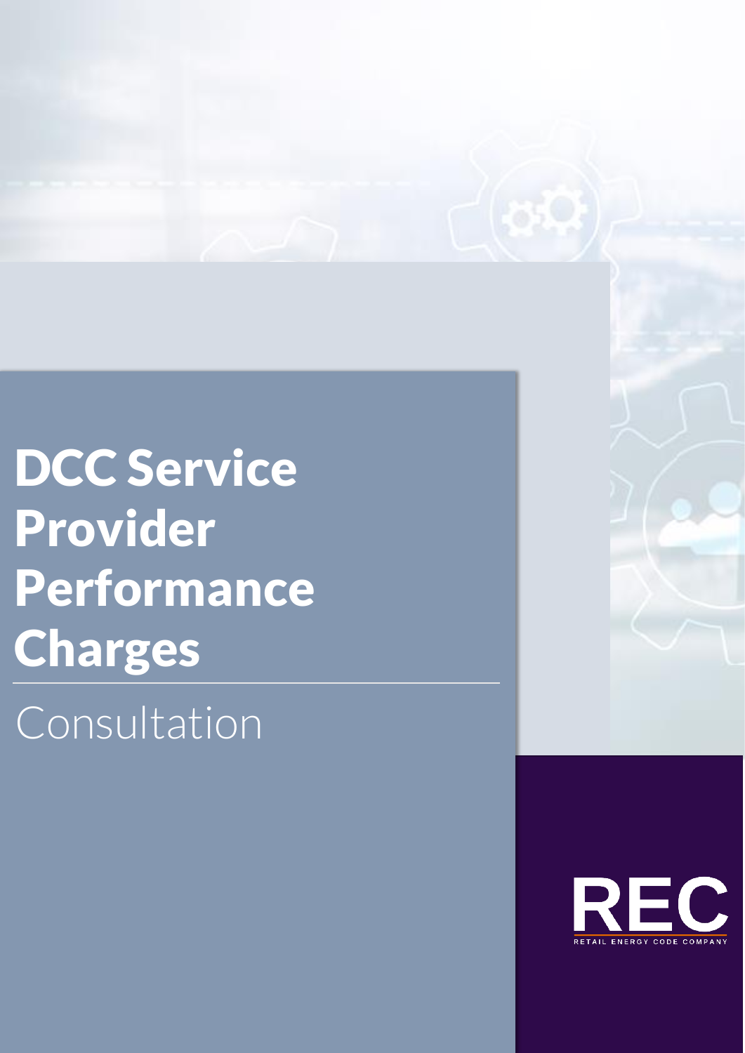# DCC Service Provider Performance Charges

## Consultation

REC

RETAIL ENERGY CODE COMPANY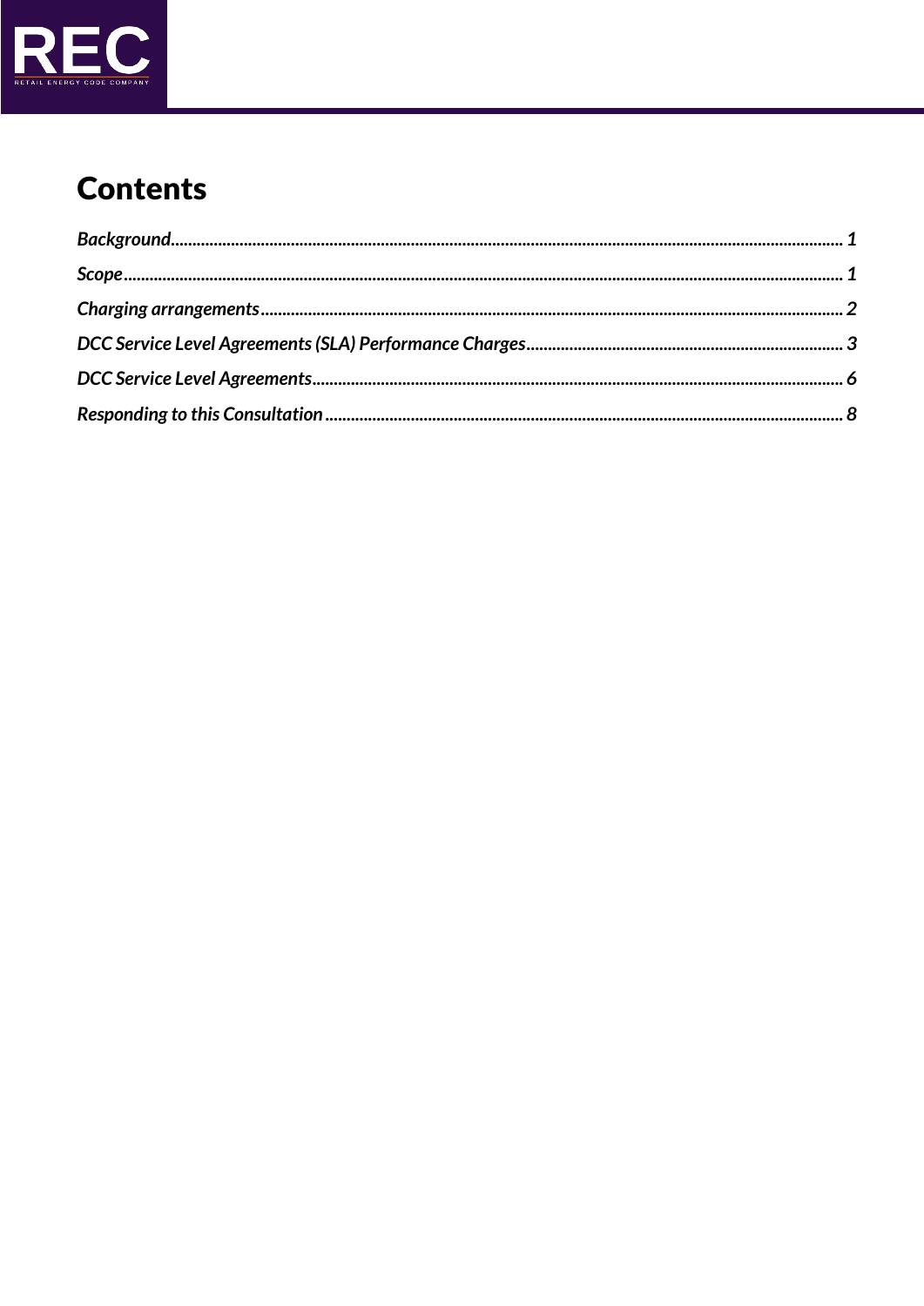# Contents

*Background* ........................................................................................................................ *1*

*Scope* ................................................................................................................................ *1*

*Charging arrangements* .................................................................................................... *2*

*DCC Service Level Agreements (SLA) Performance Charges* ......................................... *3*

*DCC Service Level Agreements* ........................................................................................ *6*

*Responding to this Consultation* ...................................................................................... *8*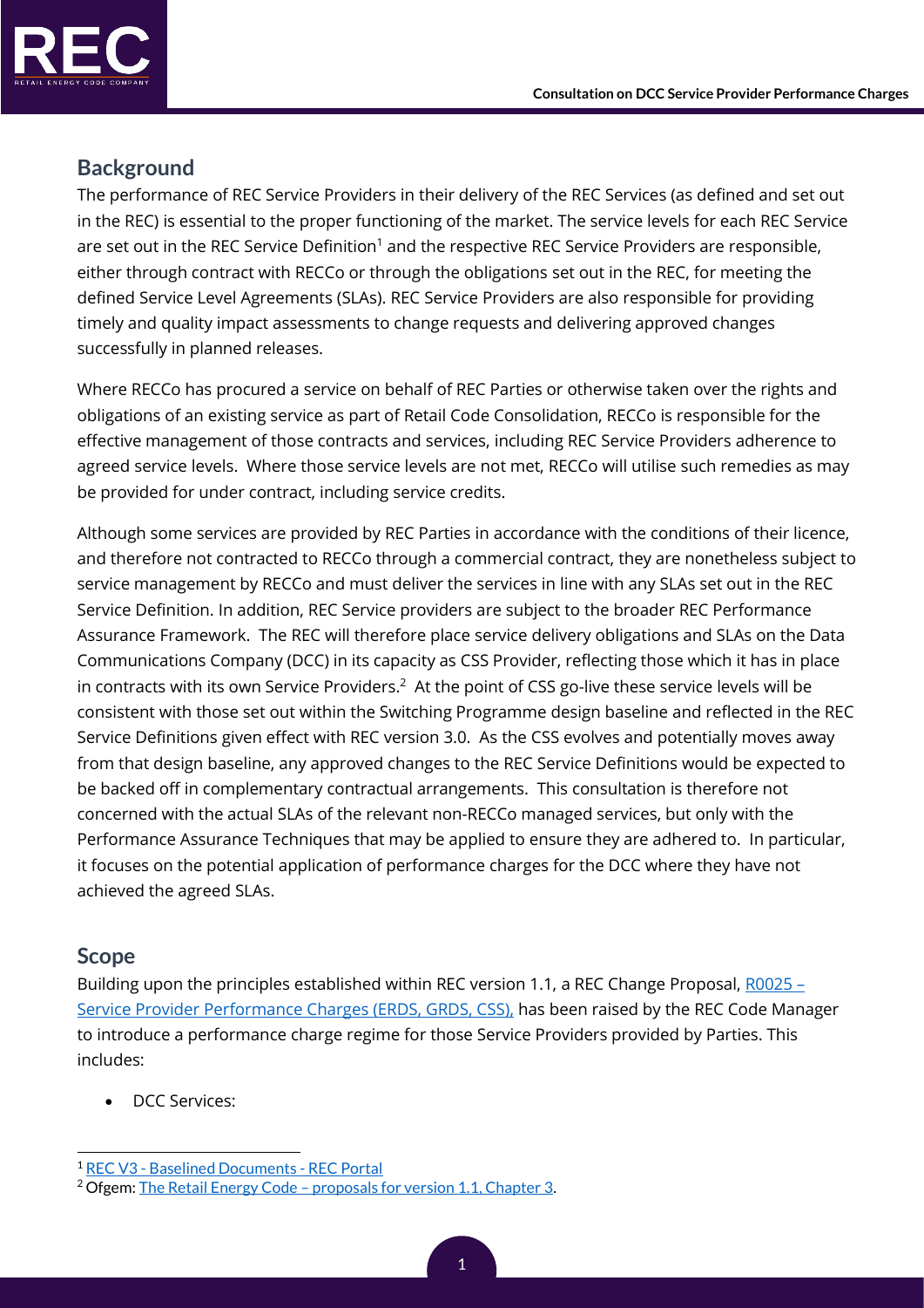## Background

The performance of REC Service Providers in their delivery of the REC Services (as defined and set out in the REC) is essential to the proper functioning of the market. The service levels for each REC Service are set out in the REC Service Definition[1] and the respective REC Service Providers are responsible, either through contract with RECCo or through the obligations set out in the REC, for meeting the defined Service Level Agreements (SLAs). REC Service Providers are also responsible for providing timely and quality impact assessments to change requests and delivering approved changes successfully in planned releases.

Where RECCo has procured a service on behalf of REC Parties or otherwise taken over the rights and obligations of an existing service as part of Retail Code Consolidation, RECCo is responsible for the effective management of those contracts and services, including REC Service Providers adherence to agreed service levels. Where those service levels are not met, RECCo will utilise such remedies as may be provided for under contract, including service credits.

Although some services are provided by REC Parties in accordance with the conditions of their licence, and therefore not contracted to RECCo through a commercial contract, they are nonetheless subject to service management by RECCo and must deliver the services in line with any SLAs set out in the REC Service Definition. In addition, REC Service providers are subject to the broader REC Performance Assurance Framework. The REC will therefore place service delivery obligations and SLAs on the Data Communications Company (DCC) in its capacity as CSS Provider, reflecting those which it has in place in contracts with its own Service Providers.[2] At the point of CSS go-live these service levels will be consistent with those set out within the Switching Programme design baseline and reflected in the REC Service Definitions given effect with REC version 3.0. As the CSS evolves and potentially moves away from that design baseline, any approved changes to the REC Service Definitions would be expected to be backed off in complementary contractual arrangements. This consultation is therefore not concerned with the actual SLAs of the relevant non-RECCo managed services, but only with the Performance Assurance Techniques that may be applied to ensure they are adhered to. In particular, it focuses on the potential application of performance charges for the DCC where they have not achieved the agreed SLAs.

## Scope

Building upon the principles established within REC version 1.1, a REC Change Proposal, [R0025 – Service Provider Performance Charges (ERDS, GRDS, CSS),]() has been raised by the REC Code Manager to introduce a performance charge regime for those Service Providers provided by Parties. This includes:

- DCC Services:

---

[1] [REC V3 - Baselined Documents - REC Portal]()

[2] Ofgem: [The Retail Energy Code – proposals for version 1.1, Chapter 3]().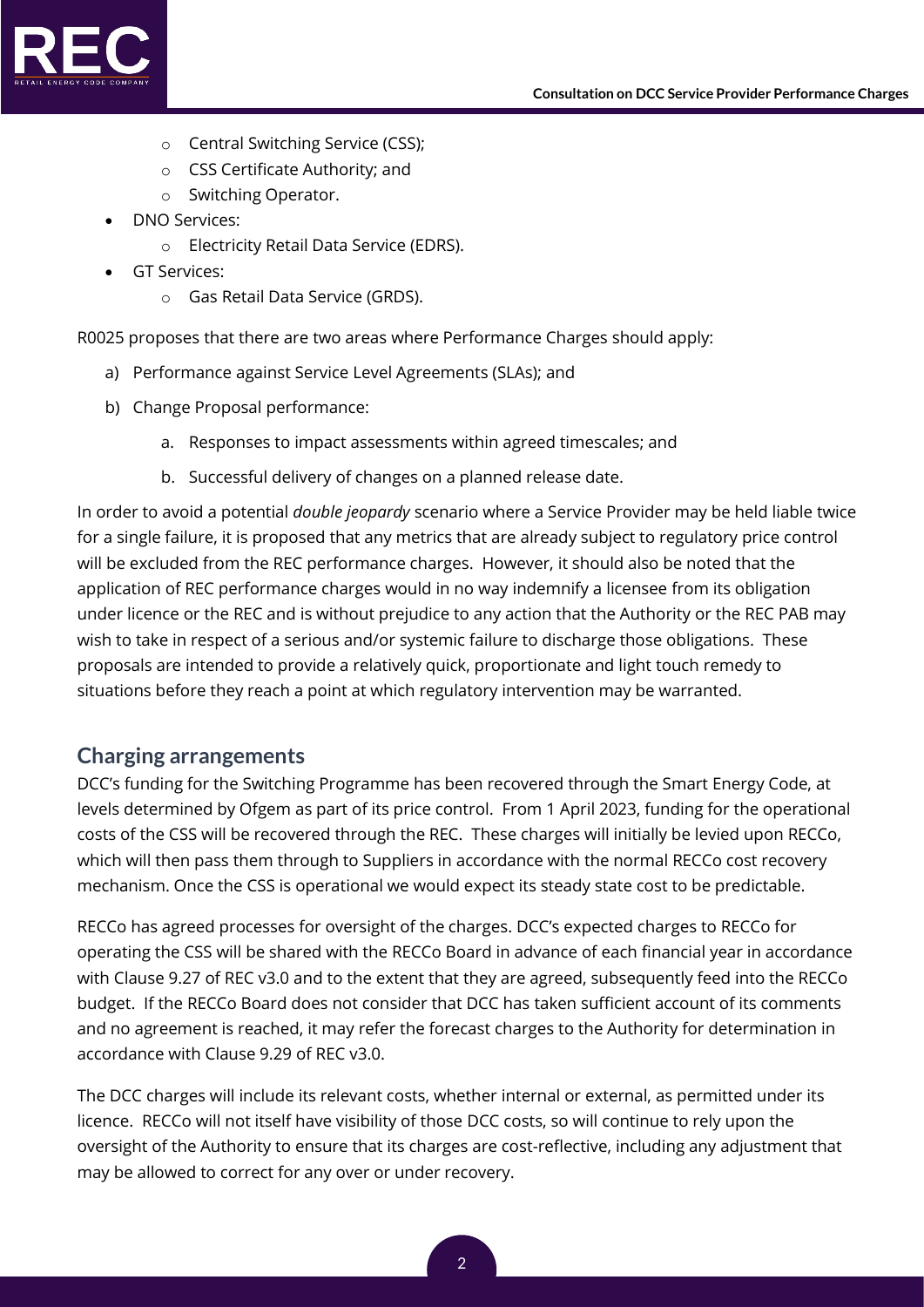- Central Switching Service (CSS);
    - CSS Certificate Authority; and
    - Switching Operator.
- DNO Services:
    - Electricity Retail Data Service (EDRS).
- GT Services:
    - Gas Retail Data Service (GRDS).

R0025 proposes that there are two areas where Performance Charges should apply:

a) Performance against Service Level Agreements (SLAs); and

b) Change Proposal performance:

    a. Responses to impact assessments within agreed timescales; and

    b. Successful delivery of changes on a planned release date.

In order to avoid a potential *double jeopardy* scenario where a Service Provider may be held liable twice for a single failure, it is proposed that any metrics that are already subject to regulatory price control will be excluded from the REC performance charges. However, it should also be noted that the application of REC performance charges would in no way indemnify a licensee from its obligation under licence or the REC and is without prejudice to any action that the Authority or the REC PAB may wish to take in respect of a serious and/or systemic failure to discharge those obligations. These proposals are intended to provide a relatively quick, proportionate and light touch remedy to situations before they reach a point at which regulatory intervention may be warranted.

## Charging arrangements

DCC's funding for the Switching Programme has been recovered through the Smart Energy Code, at levels determined by Ofgem as part of its price control. From 1 April 2023, funding for the operational costs of the CSS will be recovered through the REC. These charges will initially be levied upon RECCo, which will then pass them through to Suppliers in accordance with the normal RECCo cost recovery mechanism. Once the CSS is operational we would expect its steady state cost to be predictable.

RECCo has agreed processes for oversight of the charges. DCC's expected charges to RECCo for operating the CSS will be shared with the RECCo Board in advance of each financial year in accordance with Clause 9.27 of REC v3.0 and to the extent that they are agreed, subsequently feed into the RECCo budget. If the RECCo Board does not consider that DCC has taken sufficient account of its comments and no agreement is reached, it may refer the forecast charges to the Authority for determination in accordance with Clause 9.29 of REC v3.0.

The DCC charges will include its relevant costs, whether internal or external, as permitted under its licence. RECCo will not itself have visibility of those DCC costs, so will continue to rely upon the oversight of the Authority to ensure that its charges are cost-reflective, including any adjustment that may be allowed to correct for any over or under recovery.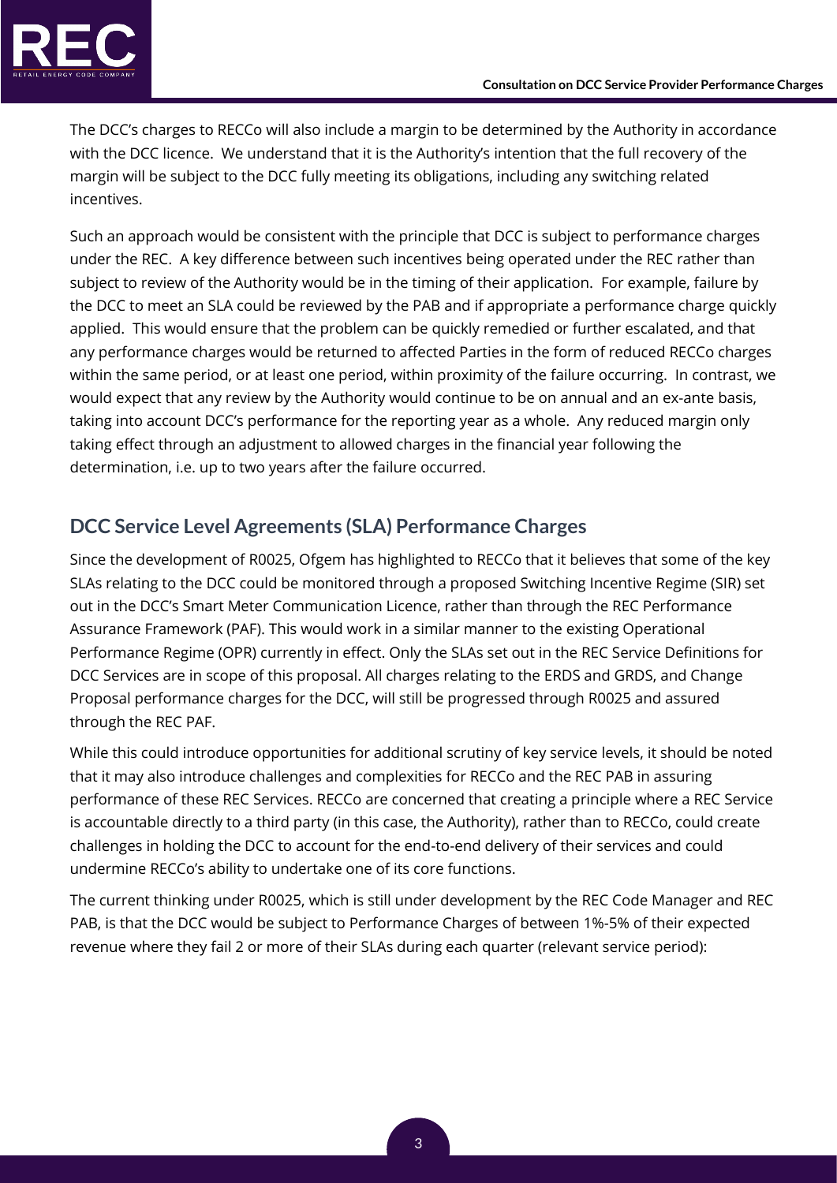The DCC's charges to RECCo will also include a margin to be determined by the Authority in accordance with the DCC licence. We understand that it is the Authority's intention that the full recovery of the margin will be subject to the DCC fully meeting its obligations, including any switching related incentives.

Such an approach would be consistent with the principle that DCC is subject to performance charges under the REC. A key difference between such incentives being operated under the REC rather than subject to review of the Authority would be in the timing of their application. For example, failure by the DCC to meet an SLA could be reviewed by the PAB and if appropriate a performance charge quickly applied. This would ensure that the problem can be quickly remedied or further escalated, and that any performance charges would be returned to affected Parties in the form of reduced RECCo charges within the same period, or at least one period, within proximity of the failure occurring. In contrast, we would expect that any review by the Authority would continue to be on annual and an ex-ante basis, taking into account DCC's performance for the reporting year as a whole. Any reduced margin only taking effect through an adjustment to allowed charges in the financial year following the determination, i.e. up to two years after the failure occurred.

## DCC Service Level Agreements (SLA) Performance Charges

Since the development of R0025, Ofgem has highlighted to RECCo that it believes that some of the key SLAs relating to the DCC could be monitored through a proposed Switching Incentive Regime (SIR) set out in the DCC's Smart Meter Communication Licence, rather than through the REC Performance Assurance Framework (PAF). This would work in a similar manner to the existing Operational Performance Regime (OPR) currently in effect. Only the SLAs set out in the REC Service Definitions for DCC Services are in scope of this proposal. All charges relating to the ERDS and GRDS, and Change Proposal performance charges for the DCC, will still be progressed through R0025 and assured through the REC PAF.

While this could introduce opportunities for additional scrutiny of key service levels, it should be noted that it may also introduce challenges and complexities for RECCo and the REC PAB in assuring performance of these REC Services. RECCo are concerned that creating a principle where a REC Service is accountable directly to a third party (in this case, the Authority), rather than to RECCo, could create challenges in holding the DCC to account for the end-to-end delivery of their services and could undermine RECCo's ability to undertake one of its core functions.

The current thinking under R0025, which is still under development by the REC Code Manager and REC PAB, is that the DCC would be subject to Performance Charges of between 1%-5% of their expected revenue where they fail 2 or more of their SLAs during each quarter (relevant service period):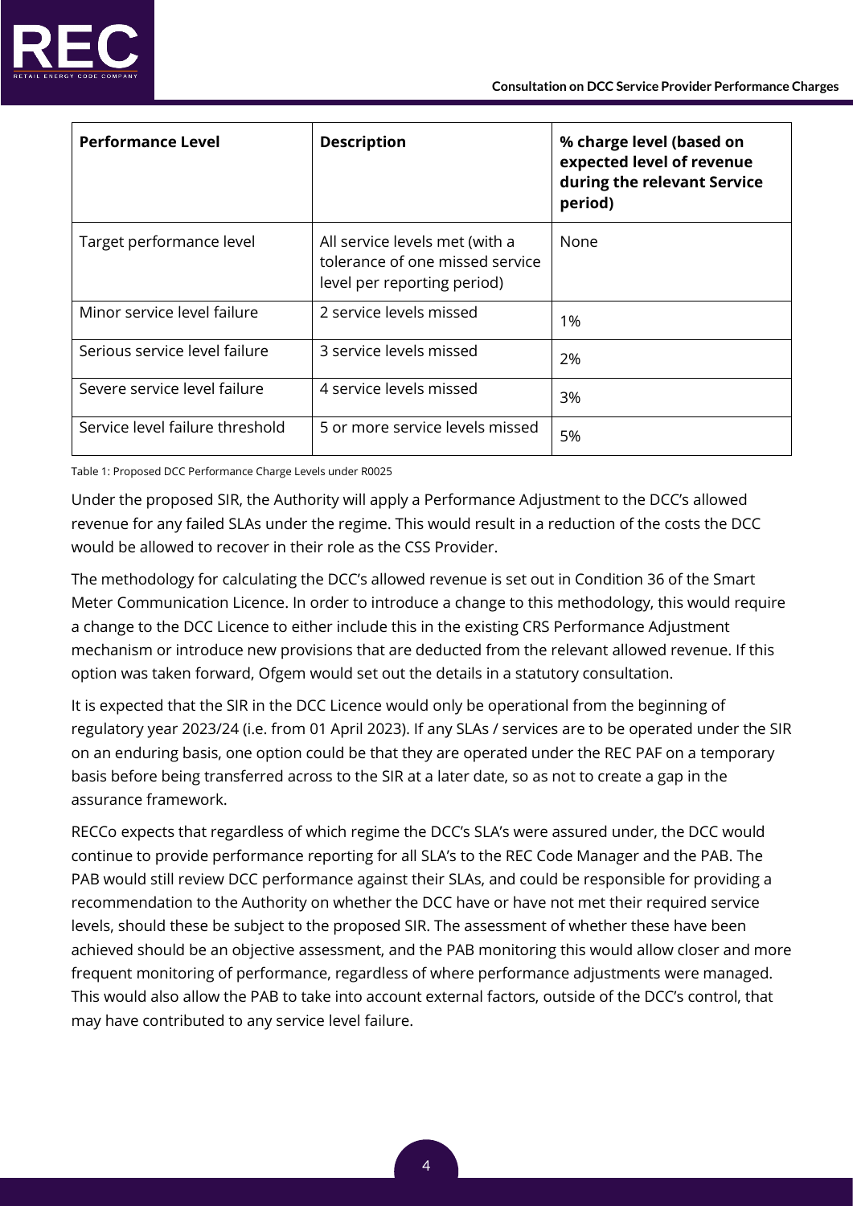| Performance Level | Description | % charge level (based on expected level of revenue during the relevant Service period) |
|---|---|---|
| Target performance level | All service levels met (with a tolerance of one missed service level per reporting period) | None |
| Minor service level failure | 2 service levels missed | 1% |
| Serious service level failure | 3 service levels missed | 2% |
| Severe service level failure | 4 service levels missed | 3% |
| Service level failure threshold | 5 or more service levels missed | 5% |

Table 1: Proposed DCC Performance Charge Levels under R0025

Under the proposed SIR, the Authority will apply a Performance Adjustment to the DCC's allowed revenue for any failed SLAs under the regime. This would result in a reduction of the costs the DCC would be allowed to recover in their role as the CSS Provider.

The methodology for calculating the DCC's allowed revenue is set out in Condition 36 of the Smart Meter Communication Licence. In order to introduce a change to this methodology, this would require a change to the DCC Licence to either include this in the existing CRS Performance Adjustment mechanism or introduce new provisions that are deducted from the relevant allowed revenue. If this option was taken forward, Ofgem would set out the details in a statutory consultation.

It is expected that the SIR in the DCC Licence would only be operational from the beginning of regulatory year 2023/24 (i.e. from 01 April 2023). If any SLAs / services are to be operated under the SIR on an enduring basis, one option could be that they are operated under the REC PAF on a temporary basis before being transferred across to the SIR at a later date, so as not to create a gap in the assurance framework.

RECCo expects that regardless of which regime the DCC's SLA's were assured under, the DCC would continue to provide performance reporting for all SLA's to the REC Code Manager and the PAB. The PAB would still review DCC performance against their SLAs, and could be responsible for providing a recommendation to the Authority on whether the DCC have or have not met their required service levels, should these be subject to the proposed SIR. The assessment of whether these have been achieved should be an objective assessment, and the PAB monitoring this would allow closer and more frequent monitoring of performance, regardless of where performance adjustments were managed. This would also allow the PAB to take into account external factors, outside of the DCC's control, that may have contributed to any service level failure.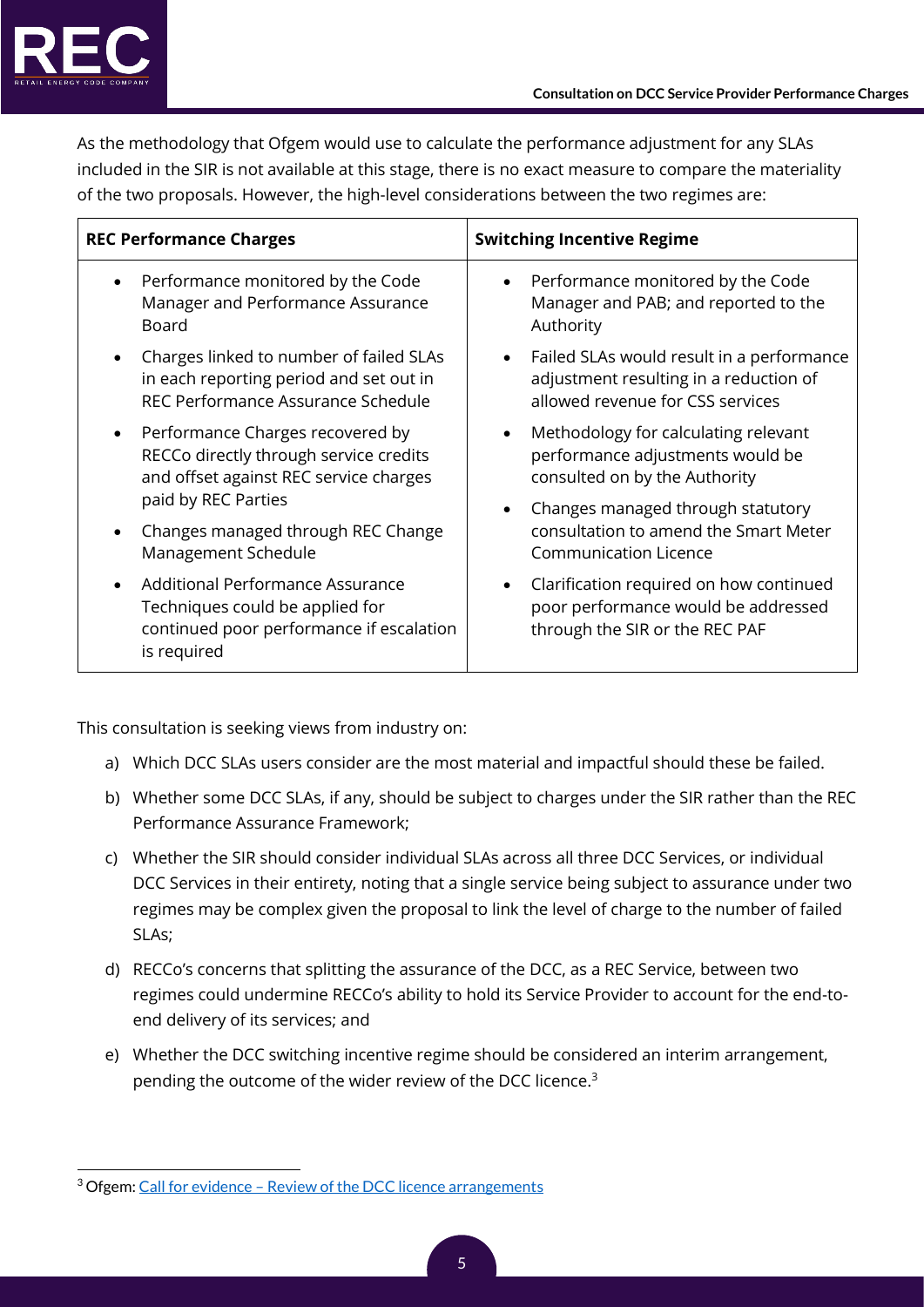As the methodology that Ofgem would use to calculate the performance adjustment for any SLAs included in the SIR is not available at this stage, there is no exact measure to compare the materiality of the two proposals. However, the high-level considerations between the two regimes are:

| REC Performance Charges | Switching Incentive Regime |
| --- | --- |
| • Performance monitored by the Code Manager and Performance Assurance Board<br>• Charges linked to number of failed SLAs in each reporting period and set out in REC Performance Assurance Schedule<br>• Performance Charges recovered by RECCo directly through service credits and offset against REC service charges paid by REC Parties<br>• Changes managed through REC Change Management Schedule<br>• Additional Performance Assurance Techniques could be applied for continued poor performance if escalation is required | • Performance monitored by the Code Manager and PAB; and reported to the Authority<br>• Failed SLAs would result in a performance adjustment resulting in a reduction of allowed revenue for CSS services<br>• Methodology for calculating relevant performance adjustments would be consulted on by the Authority<br>• Changes managed through statutory consultation to amend the Smart Meter Communication Licence<br>• Clarification required on how continued poor performance would be addressed through the SIR or the REC PAF |

This consultation is seeking views from industry on:

a) Which DCC SLAs users consider are the most material and impactful should these be failed.

b) Whether some DCC SLAs, if any, should be subject to charges under the SIR rather than the REC Performance Assurance Framework;

c) Whether the SIR should consider individual SLAs across all three DCC Services, or individual DCC Services in their entirety, noting that a single service being subject to assurance under two regimes may be complex given the proposal to link the level of charge to the number of failed SLAs;

d) RECCo's concerns that splitting the assurance of the DCC, as a REC Service, between two regimes could undermine RECCo's ability to hold its Service Provider to account for the end-to-end delivery of its services; and

e) Whether the DCC switching incentive regime should be considered an interim arrangement, pending the outcome of the wider review of the DCC licence.[3]

[3] Ofgem: Call for evidence – Review of the DCC licence arrangements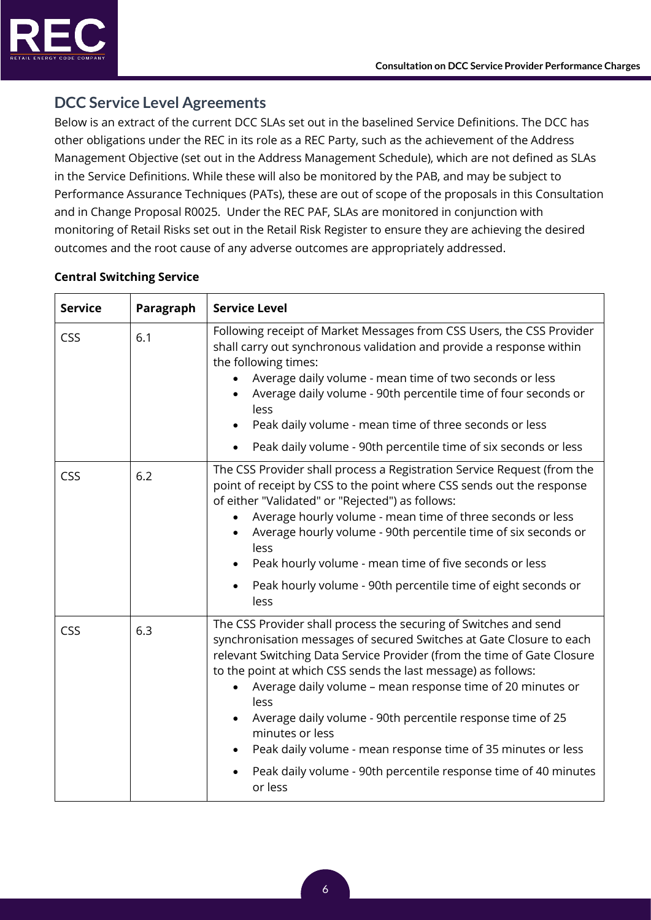## DCC Service Level Agreements

Below is an extract of the current DCC SLAs set out in the baselined Service Definitions. The DCC has other obligations under the REC in its role as a REC Party, such as the achievement of the Address Management Objective (set out in the Address Management Schedule), which are not defined as SLAs in the Service Definitions. While these will also be monitored by the PAB, and may be subject to Performance Assurance Techniques (PATs), these are out of scope of the proposals in this Consultation and in Change Proposal R0025. Under the REC PAF, SLAs are monitored in conjunction with monitoring of Retail Risks set out in the Retail Risk Register to ensure they are achieving the desired outcomes and the root cause of any adverse outcomes are appropriately addressed.

**Central Switching Service**

| Service | Paragraph | Service Level |
|---|---|---|
| CSS | 6.1 | Following receipt of Market Messages from CSS Users, the CSS Provider shall carry out synchronous validation and provide a response within the following times:<br>• Average daily volume - mean time of two seconds or less<br>• Average daily volume - 90th percentile time of four seconds or less<br>• Peak daily volume - mean time of three seconds or less<br>• Peak daily volume - 90th percentile time of six seconds or less |
| CSS | 6.2 | The CSS Provider shall process a Registration Service Request (from the point of receipt by CSS to the point where CSS sends out the response of either "Validated" or "Rejected") as follows:<br>• Average hourly volume - mean time of three seconds or less<br>• Average hourly volume - 90th percentile time of six seconds or less<br>• Peak hourly volume - mean time of five seconds or less<br>• Peak hourly volume - 90th percentile time of eight seconds or less |
| CSS | 6.3 | The CSS Provider shall process the securing of Switches and send synchronisation messages of secured Switches at Gate Closure to each relevant Switching Data Service Provider (from the time of Gate Closure to the point at which CSS sends the last message) as follows:<br>• Average daily volume – mean response time of 20 minutes or less<br>• Average daily volume - 90th percentile response time of 25 minutes or less<br>• Peak daily volume - mean response time of 35 minutes or less<br>• Peak daily volume - 90th percentile response time of 40 minutes or less |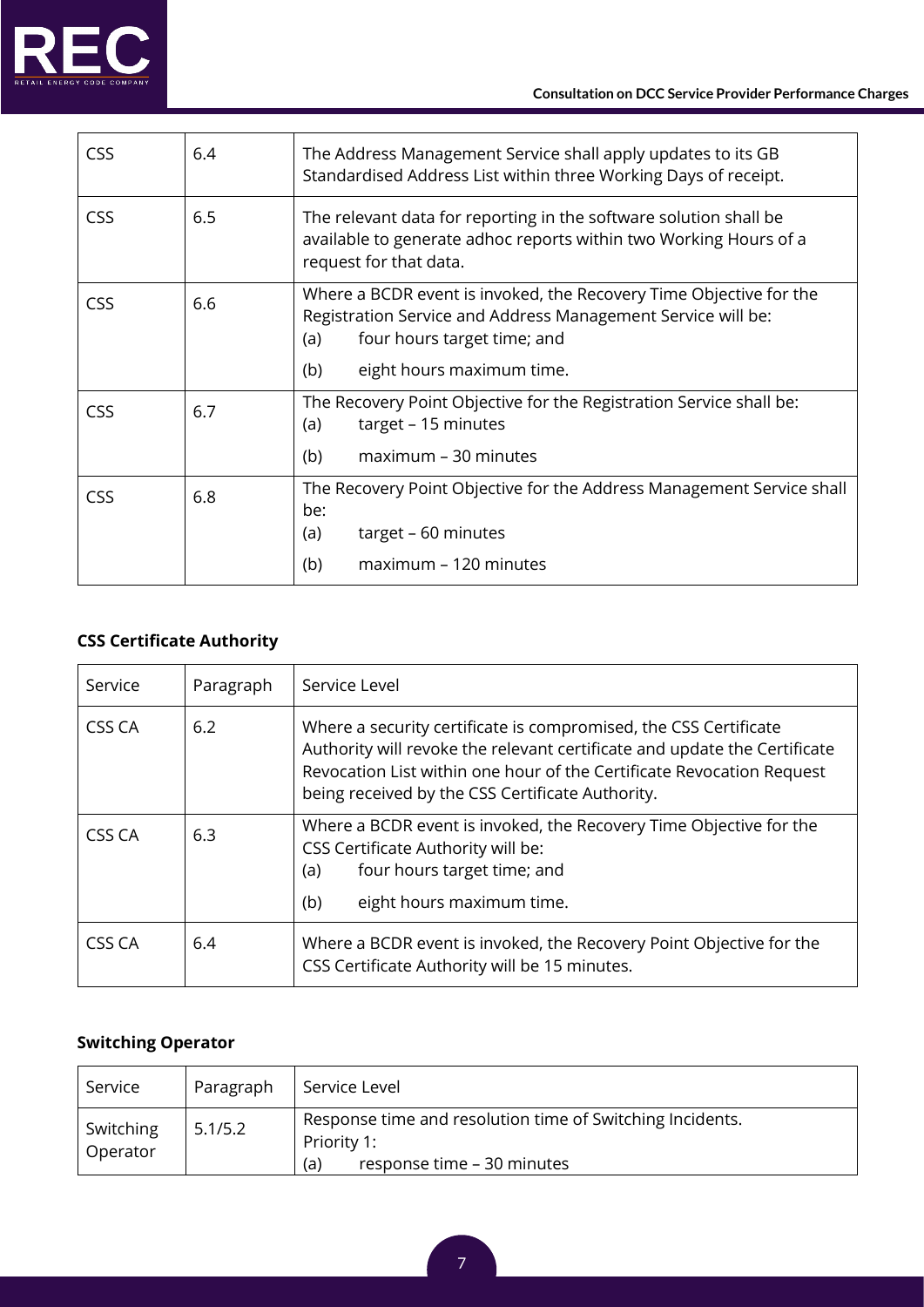| | | |
|---|---|---|
| CSS | 6.4 | The Address Management Service shall apply updates to its GB Standardised Address List within three Working Days of receipt. |
| CSS | 6.5 | The relevant data for reporting in the software solution shall be available to generate adhoc reports within two Working Hours of a request for that data. |
| CSS | 6.6 | Where a BCDR event is invoked, the Recovery Time Objective for the Registration Service and Address Management Service will be:<br>(a) four hours target time; and<br>(b) eight hours maximum time. |
| CSS | 6.7 | The Recovery Point Objective for the Registration Service shall be:<br>(a) target – 15 minutes<br>(b) maximum – 30 minutes |
| CSS | 6.8 | The Recovery Point Objective for the Address Management Service shall be:<br>(a) target – 60 minutes<br>(b) maximum – 120 minutes |

**CSS Certificate Authority**

| Service | Paragraph | Service Level |
|---|---|---|
| CSS CA | 6.2 | Where a security certificate is compromised, the CSS Certificate Authority will revoke the relevant certificate and update the Certificate Revocation List within one hour of the Certificate Revocation Request being received by the CSS Certificate Authority. |
| CSS CA | 6.3 | Where a BCDR event is invoked, the Recovery Time Objective for the CSS Certificate Authority will be:<br>(a) four hours target time; and<br>(b) eight hours maximum time. |
| CSS CA | 6.4 | Where a BCDR event is invoked, the Recovery Point Objective for the CSS Certificate Authority will be 15 minutes. |

**Switching Operator**

| Service | Paragraph | Service Level |
|---|---|---|
| Switching Operator | 5.1/5.2 | Response time and resolution time of Switching Incidents.<br>Priority 1:<br>(a) response time – 30 minutes |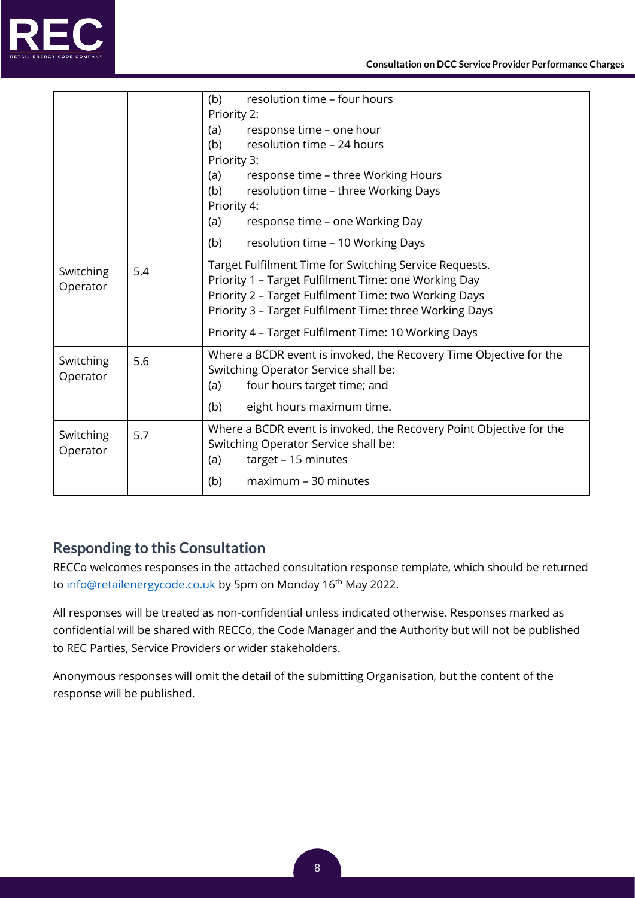| | | |
|---|---|---|
| | | (b) resolution time – four hours<br>Priority 2:<br>(a) response time – one hour<br>(b) resolution time – 24 hours<br>Priority 3:<br>(a) response time – three Working Hours<br>(b) resolution time – three Working Days<br>Priority 4:<br>(a) response time – one Working Day<br>(b) resolution time – 10 Working Days |
| Switching Operator | 5.4 | Target Fulfilment Time for Switching Service Requests.<br>Priority 1 – Target Fulfilment Time: one Working Day<br>Priority 2 – Target Fulfilment Time: two Working Days<br>Priority 3 – Target Fulfilment Time: three Working Days<br>Priority 4 – Target Fulfilment Time: 10 Working Days |
| Switching Operator | 5.6 | Where a BCDR event is invoked, the Recovery Time Objective for the Switching Operator Service shall be:<br>(a) four hours target time; and<br>(b) eight hours maximum time. |
| Switching Operator | 5.7 | Where a BCDR event is invoked, the Recovery Point Objective for the Switching Operator Service shall be:<br>(a) target – 15 minutes<br>(b) maximum – 30 minutes |

## Responding to this Consultation

RECCo welcomes responses in the attached consultation response template, which should be returned to info@retailenergycode.co.uk by 5pm on Monday 16th May 2022.

All responses will be treated as non-confidential unless indicated otherwise. Responses marked as confidential will be shared with RECCo, the Code Manager and the Authority but will not be published to REC Parties, Service Providers or wider stakeholders.

Anonymous responses will omit the detail of the submitting Organisation, but the content of the response will be published.